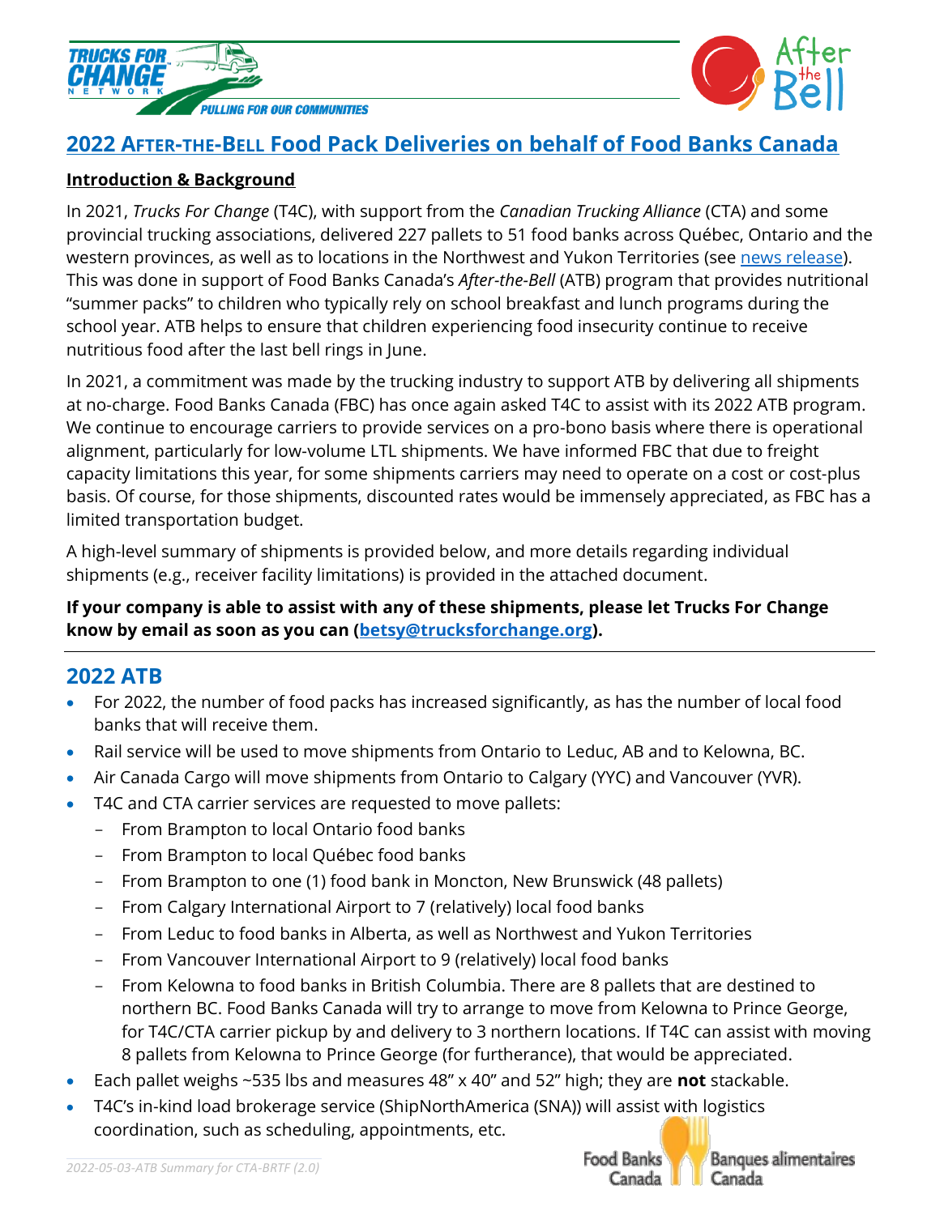# 2022 After-the-Bell Food Pack Deliveries on behalf of Food Banks Canada

## Introduction & Background

In 2021, *Trucks For Change* (T4C), with support from the *Canadian Trucking Alliance* (CTA) and some provincial trucking associations, delivered 227 pallets to 51 food banks across Québec, Ontario and the western provinces, as well as to locations in the Northwest and Yukon Territories (see news release). This was done in support of Food Banks Canada's *After-the-Bell* (ATB) program that provides nutritional "summer packs" to children who typically rely on school breakfast and lunch programs during the school year. ATB helps to ensure that children experiencing food insecurity continue to receive nutritious food after the last bell rings in June.

In 2021, a commitment was made by the trucking industry to support ATB by delivering all shipments at no-charge. Food Banks Canada (FBC) has once again asked T4C to assist with its 2022 ATB program. We continue to encourage carriers to provide services on a pro-bono basis where there is operational alignment, particularly for low-volume LTL shipments. We have informed FBC that due to freight capacity limitations this year, for some shipments carriers may need to operate on a cost or cost-plus basis. Of course, for those shipments, discounted rates would be immensely appreciated, as FBC has a limited transportation budget.

A high-level summary of shipments is provided below, and more details regarding individual shipments (e.g., receiver facility limitations) is provided in the attached document.

**If your company is able to assist with any of these shipments, please let Trucks For Change know by email as soon as you can (betsy@trucksforchange.org).**

---

## 2022 ATB

- For 2022, the number of food packs has increased significantly, as has the number of local food banks that will receive them.
- Rail service will be used to move shipments from Ontario to Leduc, AB and to Kelowna, BC.
- Air Canada Cargo will move shipments from Ontario to Calgary (YYC) and Vancouver (YVR).
- T4C and CTA carrier services are requested to move pallets:
  - From Brampton to local Ontario food banks
  - From Brampton to local Québec food banks
  - From Brampton to one (1) food bank in Moncton, New Brunswick (48 pallets)
  - From Calgary International Airport to 7 (relatively) local food banks
  - From Leduc to food banks in Alberta, as well as Northwest and Yukon Territories
  - From Vancouver International Airport to 9 (relatively) local food banks
  - From Kelowna to food banks in British Columbia. There are 8 pallets that are destined to northern BC. Food Banks Canada will try to arrange to move from Kelowna to Prince George, for T4C/CTA carrier pickup by and delivery to 3 northern locations. If T4C can assist with moving 8 pallets from Kelowna to Prince George (for furtherance), that would be appreciated.
- Each pallet weighs ~535 lbs and measures 48" x 40" and 52" high; they are **not** stackable.
- T4C's in-kind load brokerage service (ShipNorthAmerica (SNA)) will assist with logistics coordination, such as scheduling, appointments, etc.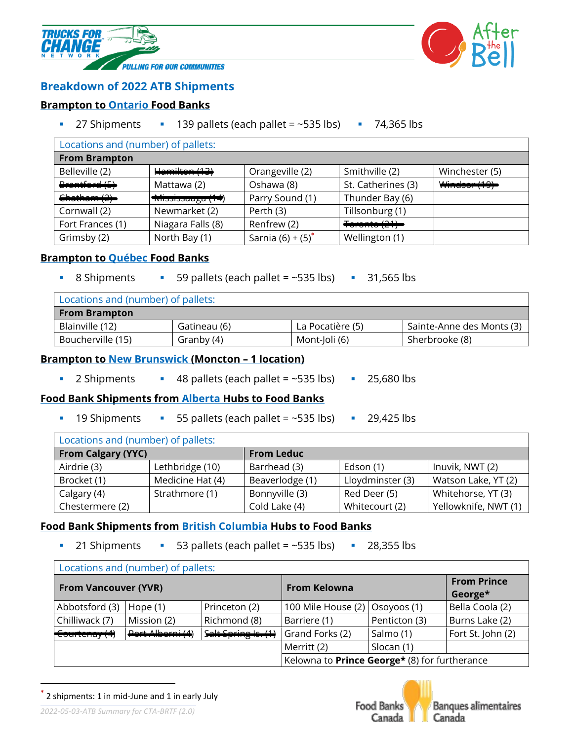## Breakdown of 2022 ATB Shipments

### Brampton to Ontario Food Banks

- 27 Shipments
- 139 pallets (each pallet = ~535 lbs)
- 74,365 lbs

| Locations and (number) of pallets: | | | | |
|---|---|---|---|---|
| **From Brampton** | | | | |
| Belleville (2) | ~~Hamilton (13)~~ | Orangeville (2) | Smithville (2) | Winchester (5) |
| ~~Brantford (5)~~ | Mattawa (2) | Oshawa (8) | St. Catherines (3) | ~~Windsor (19)~~ |
| ~~Chatham (2)~~ | ~~Mississauga (14)~~ | Parry Sound (1) | Thunder Bay (6) | |
| Cornwall (2) | Newmarket (2) | Perth (3) | Tillsonburg (1) | |
| Fort Frances (1) | Niagara Falls (8) | Renfrew (2) | ~~Toronto (21)~~ | |
| Grimsby (2) | North Bay (1) | Sarnia (6) + (5)* | Wellington (1) | |

### Brampton to Québec Food Banks

- 8 Shipments
- 59 pallets (each pallet = ~535 lbs)
- 31,565 lbs

| Locations and (number) of pallets: | | | |
|---|---|---|---|
| **From Brampton** | | | |
| Blainville (12) | Gatineau (6) | La Pocatière (5) | Sainte-Anne des Monts (3) |
| Boucherville (15) | Granby (4) | Mont-Joli (6) | Sherbrooke (8) |

### Brampton to New Brunswick (Moncton – 1 location)

- 2 Shipments
- 48 pallets (each pallet = ~535 lbs)
- 25,680 lbs

### Food Bank Shipments from Alberta Hubs to Food Banks

- 19 Shipments
- 55 pallets (each pallet = ~535 lbs)
- 29,425 lbs

| Locations and (number) of pallets: | | | | |
|---|---|---|---|---|
| **From Calgary (YYC)** | | **From Leduc** | | |
| Airdrie (3) | Lethbridge (10) | Barrhead (3) | Edson (1) | Inuvik, NWT (2) |
| Brocket (1) | Medicine Hat (4) | Beaverlodge (1) | Lloydminster (3) | Watson Lake, YT (2) |
| Calgary (4) | Strathmore (1) | Bonnyville (3) | Red Deer (5) | Whitehorse, YT (3) |
| Chestermere (2) | | Cold Lake (4) | Whitecourt (2) | Yellowknife, NWT (1) |

### Food Bank Shipments from British Columbia Hubs to Food Banks

- 21 Shipments
- 53 pallets (each pallet = ~535 lbs)
- 28,355 lbs

| Locations and (number) of pallets: | | | | | |
|---|---|---|---|---|---|
| **From Vancouver (YVR)** | | | **From Kelowna** | | **From Prince George*** |
| Abbotsford (3) | Hope (1) | Princeton (2) | 100 Mile House (2) | Osoyoos (1) | Bella Coola (2) |
| Chilliwack (7) | Mission (2) | Richmond (8) | Barriere (1) | Penticton (3) | Burns Lake (2) |
| ~~Courtenay (4)~~ | ~~Port Alberni (4)~~ | ~~Salt Spring Is. (1)~~ | Grand Forks (2) | Salmo (1) | Fort St. John (2) |
| | | | Merritt (2) | Slocan (1) | |
| | | | Kelowna to **Prince George*** (8) for furtherance | | |

* 2 shipments: 1 in mid-June and 1 in early July

*2022-05-03-ATB Summary for CTA-BRTF (2.0)*